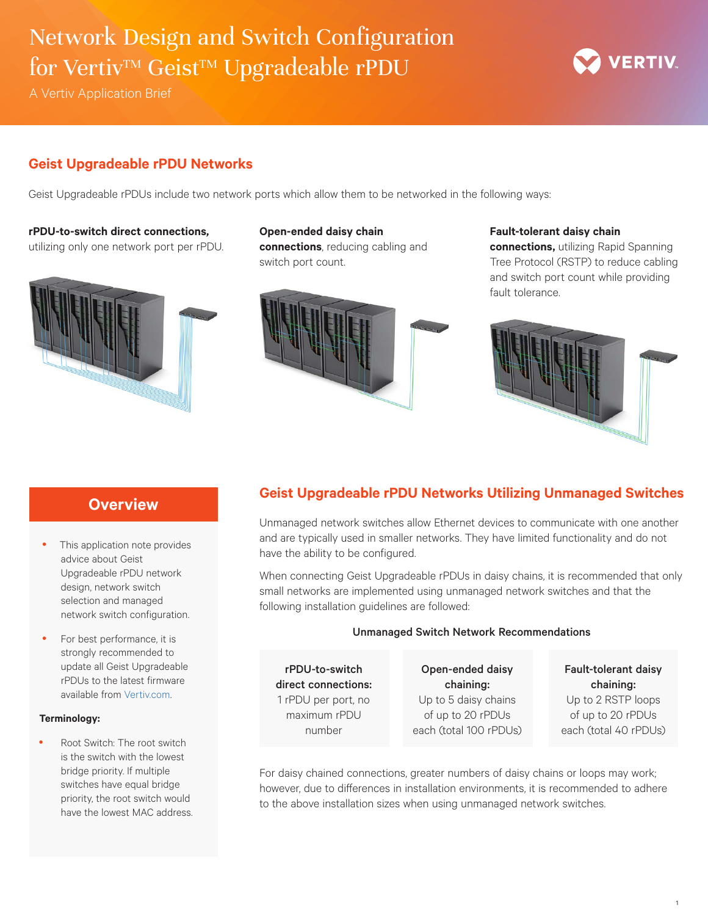# Network Design and Switch Configuration for Vertiv™ Geist™ Upgradeable rPDU

A Vertiv Application Brief

## Geist Upgradeable rPDU Networks

Geist Upgradeable rPDUs include two network ports which allow them to be networked in the following ways:

**rPDU-to-switch direct connections,** utilizing only one network port per rPDU.

**Open-ended daisy chain connections**, reducing cabling and switch port count.

**Fault-tolerant daisy chain connections,** utilizing Rapid Spanning Tree Protocol (RSTP) to reduce cabling and switch port count while providing fault tolerance.

## Overview

- This application note provides advice about Geist Upgradeable rPDU network design, network switch selection and managed network switch configuration.
- For best performance, it is strongly recommended to update all Geist Upgradeable rPDUs to the latest firmware available from Vertiv.com.

**Terminology:**

- Root Switch: The root switch is the switch with the lowest bridge priority. If multiple switches have equal bridge priority, the root switch would have the lowest MAC address.

## Geist Upgradeable rPDU Networks Utilizing Unmanaged Switches

Unmanaged network switches allow Ethernet devices to communicate with one another and are typically used in smaller networks. They have limited functionality and do not have the ability to be configured.

When connecting Geist Upgradeable rPDUs in daisy chains, it is recommended that only small networks are implemented using unmanaged network switches and that the following installation guidelines are followed:

**Unmanaged Switch Network Recommendations**

| rPDU-to-switch direct connections: | Open-ended daisy chaining: | Fault-tolerant daisy chaining: |
|---|---|---|
| 1 rPDU per port, no maximum rPDU number | Up to 5 daisy chains of up to 20 rPDUs each (total 100 rPDUs) | Up to 2 RSTP loops of up to 20 rPDUs each (total 40 rPDUs) |

For daisy chained connections, greater numbers of daisy chains or loops may work; however, due to differences in installation environments, it is recommended to adhere to the above installation sizes when using unmanaged network switches.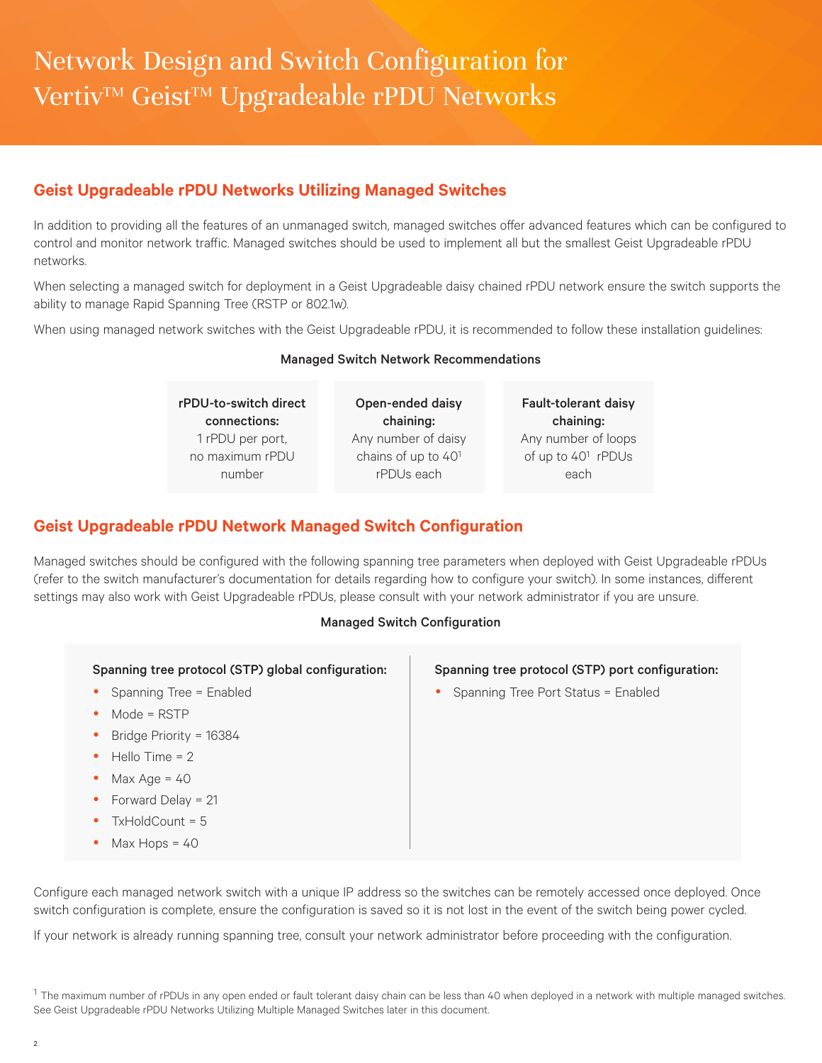# Network Design and Switch Configuration for Vertiv™ Geist™ Upgradeable rPDU Networks

## Geist Upgradeable rPDU Networks Utilizing Managed Switches

In addition to providing all the features of an unmanaged switch, managed switches offer advanced features which can be configured to control and monitor network traffic. Managed switches should be used to implement all but the smallest Geist Upgradeable rPDU networks.

When selecting a managed switch for deployment in a Geist Upgradeable daisy chained rPDU network ensure the switch supports the ability to manage Rapid Spanning Tree (RSTP or 802.1w).

When using managed network switches with the Geist Upgradeable rPDU, it is recommended to follow these installation guidelines:

**Managed Switch Network Recommendations**

| rPDU-to-switch direct connections: | Open-ended daisy chaining: | Fault-tolerant daisy chaining: |
|---|---|---|
| 1 rPDU per port, no maximum rPDU number | Any number of daisy chains of up to 40[1] rPDUs each | Any number of loops of up to 40[1] rPDUs each |

## Geist Upgradeable rPDU Network Managed Switch Configuration

Managed switches should be configured with the following spanning tree parameters when deployed with Geist Upgradeable rPDUs (refer to the switch manufacturer's documentation for details regarding how to configure your switch). In some instances, different settings may also work with Geist Upgradeable rPDUs, please consult with your network administrator if you are unsure.

**Managed Switch Configuration**

**Spanning tree protocol (STP) global configuration:**

- Spanning Tree = Enabled
- Mode = RSTP
- Bridge Priority = 16384
- Hello Time = 2
- Max Age = 40
- Forward Delay = 21
- TxHoldCount = 5
- Max Hops = 40

**Spanning tree protocol (STP) port configuration:**

- Spanning Tree Port Status = Enabled

Configure each managed network switch with a unique IP address so the switches can be remotely accessed once deployed. Once switch configuration is complete, ensure the configuration is saved so it is not lost in the event of the switch being power cycled.

If your network is already running spanning tree, consult your network administrator before proceeding with the configuration.

[1] The maximum number of rPDUs in any open ended or fault tolerant daisy chain can be less than 40 when deployed in a network with multiple managed switches. See Geist Upgradeable rPDU Networks Utilizing Multiple Managed Switches later in this document.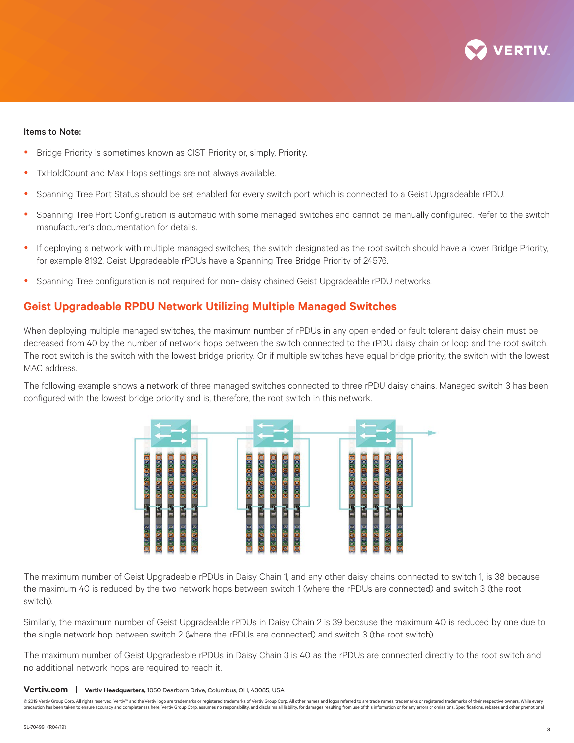**Items to Note:**

- Bridge Priority is sometimes known as CIST Priority or, simply, Priority.
- TxHoldCount and Max Hops settings are not always available.
- Spanning Tree Port Status should be set enabled for every switch port which is connected to a Geist Upgradeable rPDU.
- Spanning Tree Port Configuration is automatic with some managed switches and cannot be manually configured. Refer to the switch manufacturer's documentation for details.
- If deploying a network with multiple managed switches, the switch designated as the root switch should have a lower Bridge Priority, for example 8192. Geist Upgradeable rPDUs have a Spanning Tree Bridge Priority of 24576.
- Spanning Tree configuration is not required for non- daisy chained Geist Upgradeable rPDU networks.

## Geist Upgradeable RPDU Network Utilizing Multiple Managed Switches

When deploying multiple managed switches, the maximum number of rPDUs in any open ended or fault tolerant daisy chain must be decreased from 40 by the number of network hops between the switch connected to the rPDU daisy chain or loop and the root switch. The root switch is the switch with the lowest bridge priority. Or if multiple switches have equal bridge priority, the switch with the lowest MAC address.

The following example shows a network of three managed switches connected to three rPDU daisy chains. Managed switch 3 has been configured with the lowest bridge priority and is, therefore, the root switch in this network.

The maximum number of Geist Upgradeable rPDUs in Daisy Chain 1, and any other daisy chains connected to switch 1, is 38 because the maximum 40 is reduced by the two network hops between switch 1 (where the rPDUs are connected) and switch 3 (the root switch).

Similarly, the maximum number of Geist Upgradeable rPDUs in Daisy Chain 2 is 39 because the maximum 40 is reduced by one due to the single network hop between switch 2 (where the rPDUs are connected) and switch 3 (the root switch).

The maximum number of Geist Upgradeable rPDUs in Daisy Chain 3 is 40 as the rPDUs are connected directly to the root switch and no additional network hops are required to reach it.

**Vertiv.com** | **Vertiv Headquarters,** 1050 Dearborn Drive, Columbus, OH, 43085, USA

© 2019 Vertiv Group Corp. All rights reserved. Vertiv™ and the Vertiv logo are trademarks or registered trademarks of Vertiv Group Corp. All other names and logos referred to are trade names, trademarks or registered trademarks of their respective owners. While every precaution has been taken to ensure accuracy and completeness here, Vertiv Group Corp. assumes no responsibility, and disclaims all liability, for damages resulting from use of this information or for any errors or omissions. Specifications, rebates and other promotional

SL-70499 (R04/19)